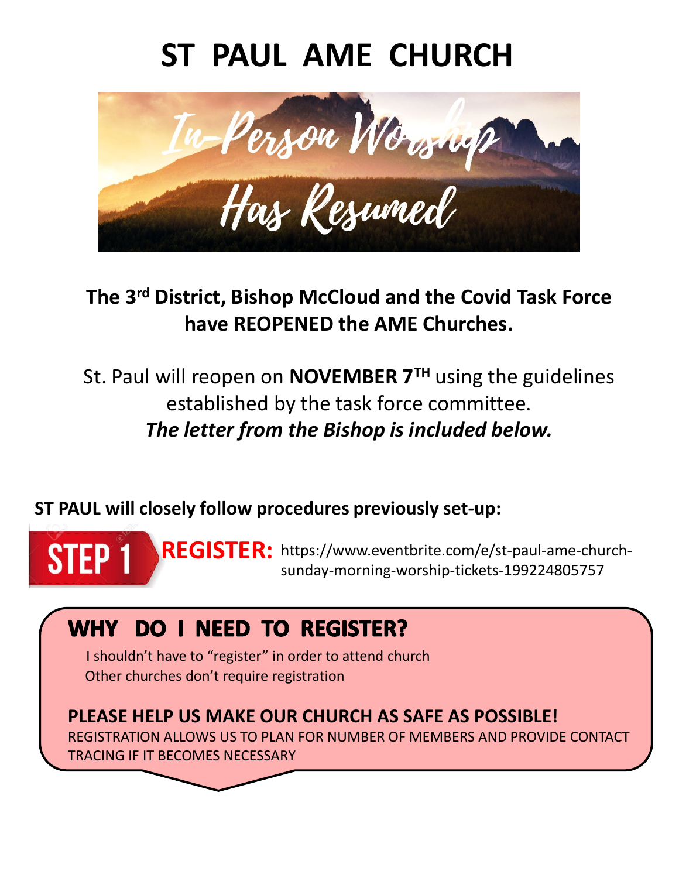# ST PAUL AME CHURCH

In-Person Worship Has Resumed

**The 3rd District, Bishop McCloud and the Covid Task Force have REOPENED the AME Churches.**

St. Paul will reopen on **NOVEMBER 7TH** using the guidelines established by the task force committee.

***The letter from the Bishop is included below.***

**ST PAUL will closely follow procedures previously set-up:**

**STEP 1** **REGISTER:** https://www.eventbrite.com/e/st-paul-ame-church-sunday-morning-worship-tickets-199224805757

## WHY DO I NEED TO REGISTER?

I shouldn't have to "register" in order to attend church
Other churches don't require registration

**PLEASE HELP US MAKE OUR CHURCH AS SAFE AS POSSIBLE!**
REGISTRATION ALLOWS US TO PLAN FOR NUMBER OF MEMBERS AND PROVIDE CONTACT TRACING IF IT BECOMES NECESSARY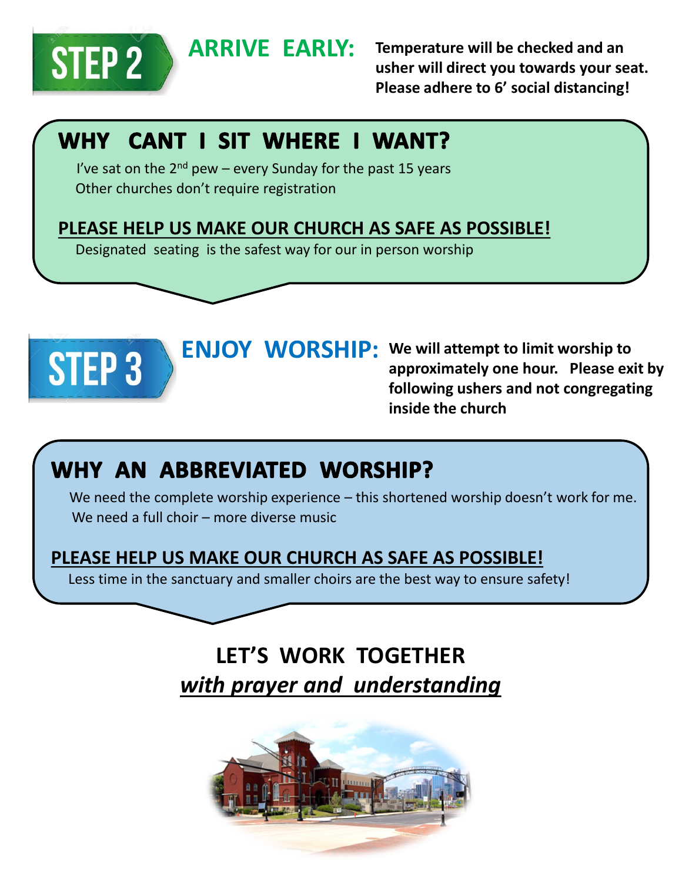## STEP 2

**ARRIVE EARLY:** **Temperature will be checked and an usher will direct you towards your seat. Please adhere to 6' social distancing!**

### WHY CANT I SIT WHERE I WANT?

I've sat on the 2nd pew – every Sunday for the past 15 years
Other churches don't require registration

**PLEASE HELP US MAKE OUR CHURCH AS SAFE AS POSSIBLE!**

Designated seating is the safest way for our in person worship

## STEP 3

**ENJOY WORSHIP:** **We will attempt to limit worship to approximately one hour. Please exit by following ushers and not congregating inside the church**

### WHY AN ABBREVIATED WORSHIP?

We need the complete worship experience – this shortened worship doesn't work for me.
We need a full choir – more diverse music

**PLEASE HELP US MAKE OUR CHURCH AS SAFE AS POSSIBLE!**

Less time in the sanctuary and smaller choirs are the best way to ensure safety!

**LET'S WORK TOGETHER**

***with prayer and understanding***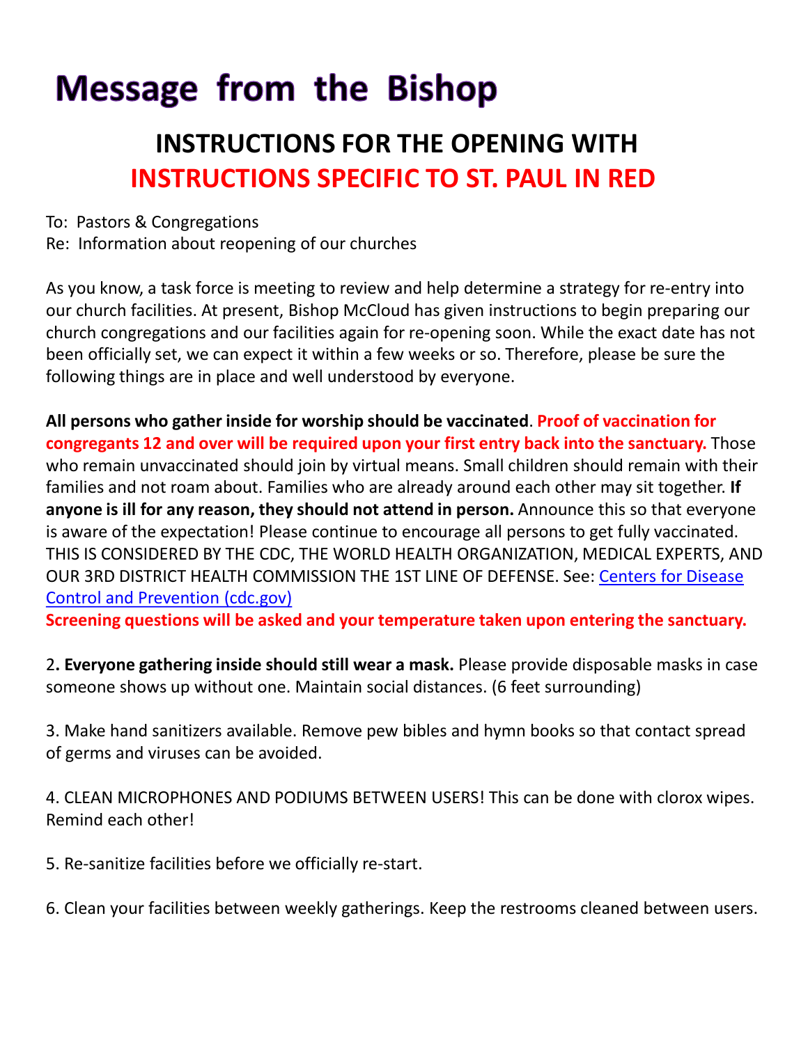# Message from the Bishop

## INSTRUCTIONS FOR THE OPENING WITH INSTRUCTIONS SPECIFIC TO ST. PAUL IN RED

To: Pastors & Congregations
Re: Information about reopening of our churches

As you know, a task force is meeting to review and help determine a strategy for re-entry into our church facilities. At present, Bishop McCloud has given instructions to begin preparing our church congregations and our facilities again for re-opening soon. While the exact date has not been officially set, we can expect it within a few weeks or so. Therefore, please be sure the following things are in place and well understood by everyone.

**All persons who gather inside for worship should be vaccinated**. **Proof of vaccination for congregants 12 and over will be required upon your first entry back into the sanctuary.** Those who remain unvaccinated should join by virtual means. Small children should remain with their families and not roam about. Families who are already around each other may sit together. **If anyone is ill for any reason, they should not attend in person.** Announce this so that everyone is aware of the expectation! Please continue to encourage all persons to get fully vaccinated. THIS IS CONSIDERED BY THE CDC, THE WORLD HEALTH ORGANIZATION, MEDICAL EXPERTS, AND OUR 3RD DISTRICT HEALTH COMMISSION THE 1ST LINE OF DEFENSE. See: Centers for Disease Control and Prevention (cdc.gov)
**Screening questions will be asked and your temperature taken upon entering the sanctuary.**

2**. Everyone gathering inside should still wear a mask.** Please provide disposable masks in case someone shows up without one. Maintain social distances. (6 feet surrounding)

3. Make hand sanitizers available. Remove pew bibles and hymn books so that contact spread of germs and viruses can be avoided.

4. CLEAN MICROPHONES AND PODIUMS BETWEEN USERS! This can be done with clorox wipes. Remind each other!

5. Re-sanitize facilities before we officially re-start.

6. Clean your facilities between weekly gatherings. Keep the restrooms cleaned between users.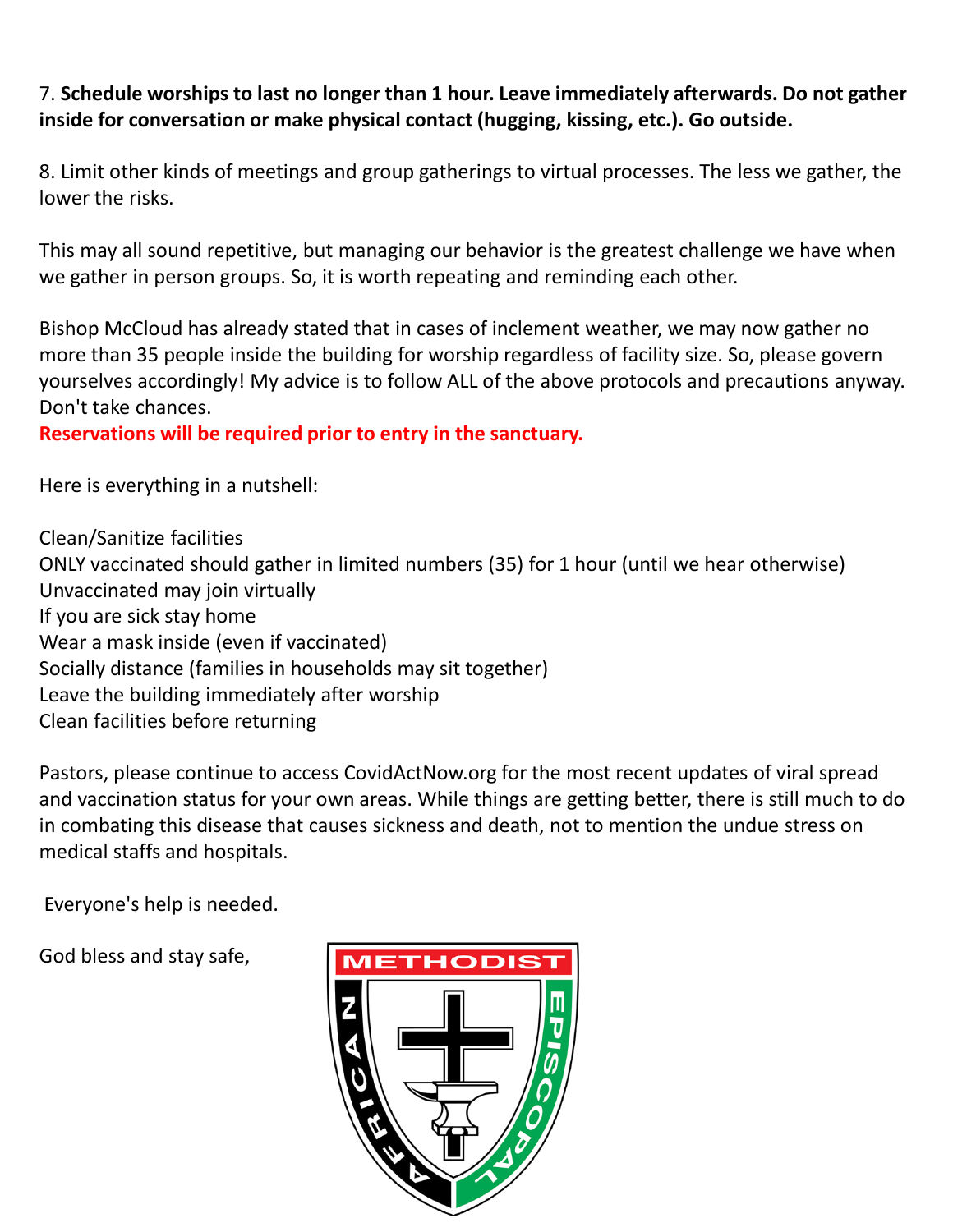7. **Schedule worships to last no longer than 1 hour. Leave immediately afterwards. Do not gather inside for conversation or make physical contact (hugging, kissing, etc.). Go outside.**

8. Limit other kinds of meetings and group gatherings to virtual processes. The less we gather, the lower the risks.

This may all sound repetitive, but managing our behavior is the greatest challenge we have when we gather in person groups. So, it is worth repeating and reminding each other.

Bishop McCloud has already stated that in cases of inclement weather, we may now gather no more than 35 people inside the building for worship regardless of facility size. So, please govern yourselves accordingly! My advice is to follow ALL of the above protocols and precautions anyway. Don't take chances.

**Reservations will be required prior to entry in the sanctuary.**

Here is everything in a nutshell:

Clean/Sanitize facilities
ONLY vaccinated should gather in limited numbers (35) for 1 hour (until we hear otherwise)
Unvaccinated may join virtually
If you are sick stay home
Wear a mask inside (even if vaccinated)
Socially distance (families in households may sit together)
Leave the building immediately after worship
Clean facilities before returning

Pastors, please continue to access CovidActNow.org for the most recent updates of viral spread and vaccination status for your own areas. While things are getting better, there is still much to do in combating this disease that causes sickness and death, not to mention the undue stress on medical staffs and hospitals.

Everyone's help is needed.

God bless and stay safe,